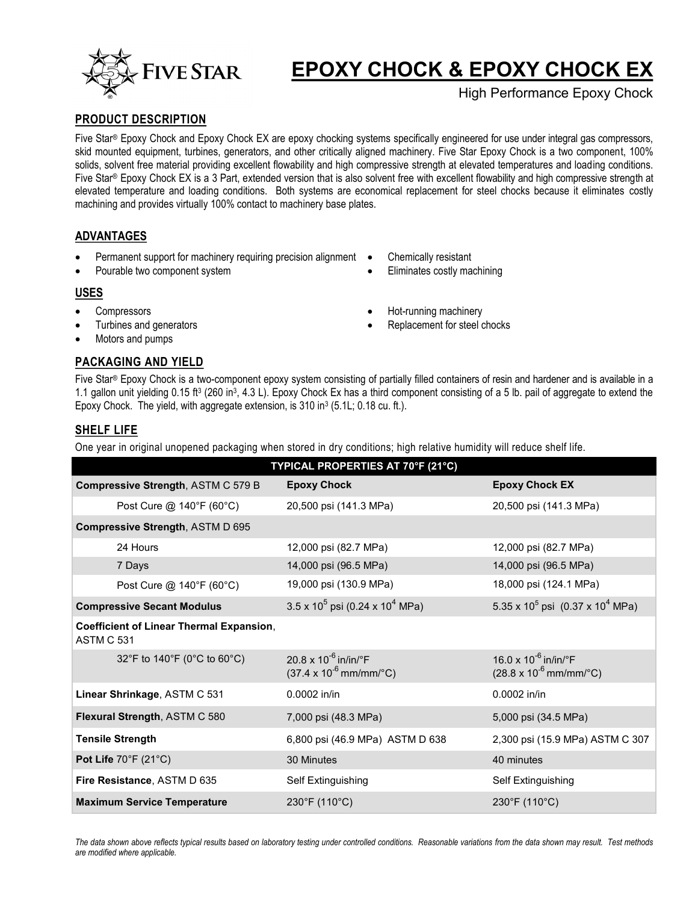# EPOXY CHOCK & EPOXY CHOCK EX

High Performance Epoxy Chock

## PRODUCT DESCRIPTION

Five Star® Epoxy Chock and Epoxy Chock EX are epoxy chocking systems specifically engineered for use under integral gas compressors, skid mounted equipment, turbines, generators, and other critically aligned machinery. Five Star Epoxy Chock is a two component, 100% solids, solvent free material providing excellent flowability and high compressive strength at elevated temperatures and loading conditions. Five Star® Epoxy Chock EX is a 3 Part, extended version that is also solvent free with excellent flowability and high compressive strength at elevated temperature and loading conditions. Both systems are economical replacement for steel chocks because it eliminates costly machining and provides virtually 100% contact to machinery base plates.

## ADVANTAGES

- Permanent support for machinery requiring precision alignment
- Pourable two component system
- Chemically resistant
- Eliminates costly machining

## USES

- Compressors
- Turbines and generators
- Motors and pumps
- Hot-running machinery
- Replacement for steel chocks

## PACKAGING AND YIELD

Five Star® Epoxy Chock is a two-component epoxy system consisting of partially filled containers of resin and hardener and is available in a 1.1 gallon unit yielding 0.15 ft³ (260 in³, 4.3 L). Epoxy Chock Ex has a third component consisting of a 5 lb. pail of aggregate to extend the Epoxy Chock. The yield, with aggregate extension, is 310 in³ (5.1L; 0.18 cu. ft.).

## SHELF LIFE

One year in original unopened packaging when stored in dry conditions; high relative humidity will reduce shelf life.

| TYPICAL PROPERTIES AT 70°F (21°C) | | |
|---|---|---|
| **Compressive Strength**, ASTM C 579 B | **Epoxy Chock** | **Epoxy Chock EX** |
| Post Cure @ 140°F (60°C) | 20,500 psi (141.3 MPa) | 20,500 psi (141.3 MPa) |
| **Compressive Strength**, ASTM D 695 | | |
| 24 Hours | 12,000 psi (82.7 MPa) | 12,000 psi (82.7 MPa) |
| 7 Days | 14,000 psi (96.5 MPa) | 14,000 psi (96.5 MPa) |
| Post Cure @ 140°F (60°C) | 19,000 psi (130.9 MPa) | 18,000 psi (124.1 MPa) |
| **Compressive Secant Modulus** | $3.5 \times 10^5$ psi ($0.24 \times 10^4$ MPa) | $5.35 \times 10^5$ psi ($0.37 \times 10^4$ MPa) |
| **Coefficient of Linear Thermal Expansion**, ASTM C 531 | | |
| 32°F to 140°F (0°C to 60°C) | $20.8 \times 10^{-6}$ in/in/°F ($37.4 \times 10^{-6}$ mm/mm/°C) | $16.0 \times 10^{-6}$ in/in/°F ($28.8 \times 10^{-6}$ mm/mm/°C) |
| **Linear Shrinkage**, ASTM C 531 | 0.0002 in/in | 0.0002 in/in |
| **Flexural Strength**, ASTM C 580 | 7,000 psi (48.3 MPa) | 5,000 psi (34.5 MPa) |
| **Tensile Strength** | 6,800 psi (46.9 MPa) ASTM D 638 | 2,300 psi (15.9 MPa) ASTM C 307 |
| **Pot Life** 70°F (21°C) | 30 Minutes | 40 minutes |
| **Fire Resistance**, ASTM D 635 | Self Extinguishing | Self Extinguishing |
| **Maximum Service Temperature** | 230°F (110°C) | 230°F (110°C) |

*The data shown above reflects typical results based on laboratory testing under controlled conditions. Reasonable variations from the data shown may result. Test methods are modified where applicable.*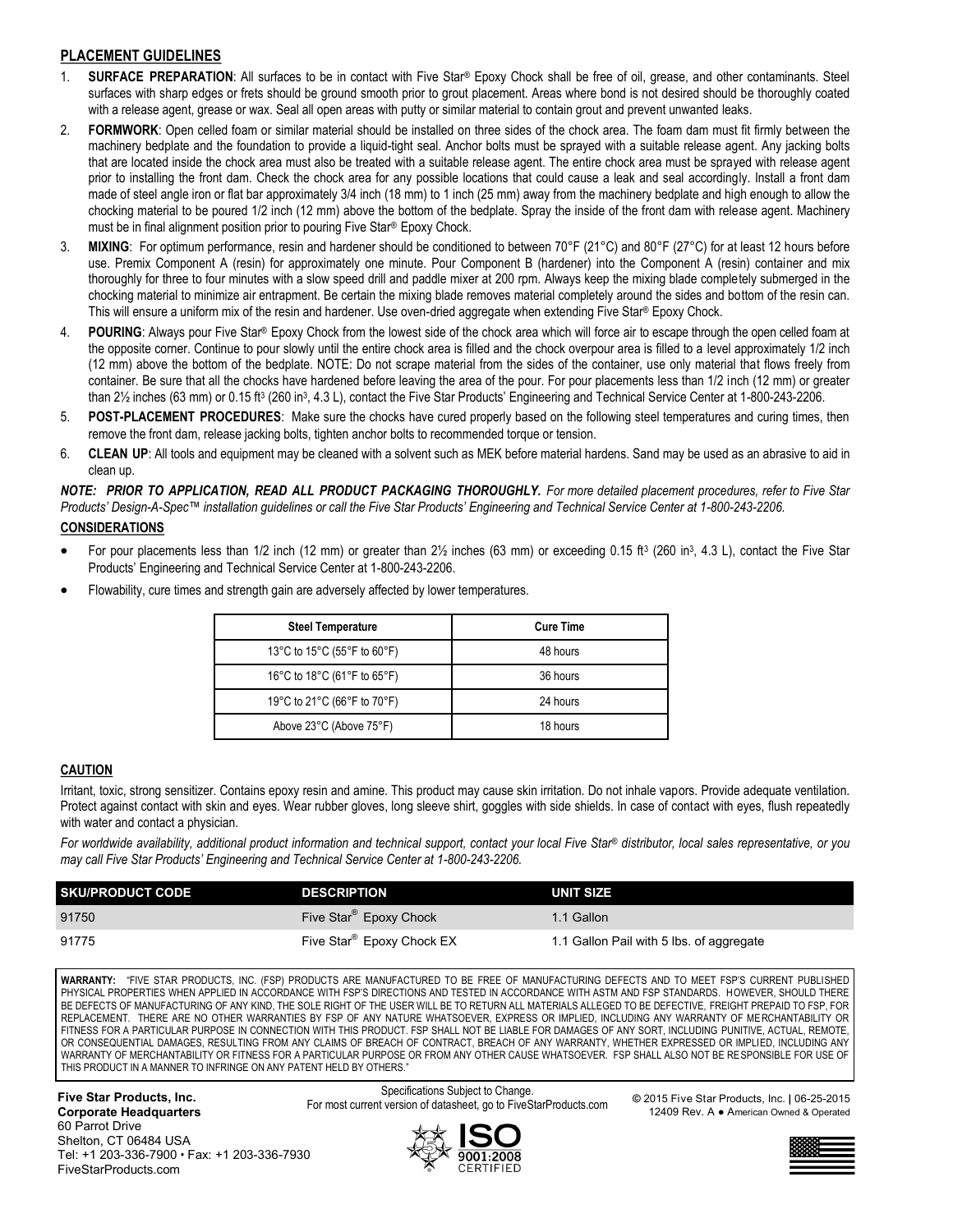## PLACEMENT GUIDELINES

1. **SURFACE PREPARATION**: All surfaces to be in contact with Five Star® Epoxy Chock shall be free of oil, grease, and other contaminants. Steel surfaces with sharp edges or frets should be ground smooth prior to grout placement. Areas where bond is not desired should be thoroughly coated with a release agent, grease or wax. Seal all open areas with putty or similar material to contain grout and prevent unwanted leaks.
2. **FORMWORK**: Open celled foam or similar material should be installed on three sides of the chock area. The foam dam must fit firmly between the machinery bedplate and the foundation to provide a liquid-tight seal. Anchor bolts must be sprayed with a suitable release agent. Any jacking bolts that are located inside the chock area must also be treated with a suitable release agent. The entire chock area must be sprayed with release agent prior to installing the front dam. Check the chock area for any possible locations that could cause a leak and seal accordingly. Install a front dam made of steel angle iron or flat bar approximately 3/4 inch (18 mm) to 1 inch (25 mm) away from the machinery bedplate and high enough to allow the chocking material to be poured 1/2 inch (12 mm) above the bottom of the bedplate. Spray the inside of the front dam with release agent. Machinery must be in final alignment position prior to pouring Five Star® Epoxy Chock.
3. **MIXING**: For optimum performance, resin and hardener should be conditioned to between 70°F (21°C) and 80°F (27°C) for at least 12 hours before use. Premix Component A (resin) for approximately one minute. Pour Component B (hardener) into the Component A (resin) container and mix thoroughly for three to four minutes with a slow speed drill and paddle mixer at 200 rpm. Always keep the mixing blade completely submerged in the chocking material to minimize air entrapment. Be certain the mixing blade removes material completely around the sides and bottom of the resin can. This will ensure a uniform mix of the resin and hardener. Use oven-dried aggregate when extending Five Star® Epoxy Chock.
4. **POURING**: Always pour Five Star® Epoxy Chock from the lowest side of the chock area which will force air to escape through the open celled foam at the opposite corner. Continue to pour slowly until the entire chock area is filled and the chock overpour area is filled to a level approximately 1/2 inch (12 mm) above the bottom of the bedplate. NOTE: Do not scrape material from the sides of the container, use only material that flows freely from container. Be sure that all the chocks have hardened before leaving the area of the pour. For pour placements less than 1/2 inch (12 mm) or greater than 2½ inches (63 mm) or 0.15 ft³ (260 in³, 4.3 L), contact the Five Star Products' Engineering and Technical Service Center at 1-800-243-2206.
5. **POST-PLACEMENT PROCEDURES**: Make sure the chocks have cured properly based on the following steel temperatures and curing times, then remove the front dam, release jacking bolts, tighten anchor bolts to recommended torque or tension.
6. **CLEAN UP**: All tools and equipment may be cleaned with a solvent such as MEK before material hardens. Sand may be used as an abrasive to aid in clean up.

***NOTE: PRIOR TO APPLICATION, READ ALL PRODUCT PACKAGING THOROUGHLY.*** *For more detailed placement procedures, refer to Five Star Products' Design-A-Spec™ installation guidelines or call the Five Star Products' Engineering and Technical Service Center at 1-800-243-2206.*

## CONSIDERATIONS

- For pour placements less than 1/2 inch (12 mm) or greater than 2½ inches (63 mm) or exceeding 0.15 ft³ (260 in³, 4.3 L), contact the Five Star Products' Engineering and Technical Service Center at 1-800-243-2206.
- Flowability, cure times and strength gain are adversely affected by lower temperatures.

| Steel Temperature | Cure Time |
|---|---|
| 13°C to 15°C (55°F to 60°F) | 48 hours |
| 16°C to 18°C (61°F to 65°F) | 36 hours |
| 19°C to 21°C (66°F to 70°F) | 24 hours |
| Above 23°C (Above 75°F) | 18 hours |

## CAUTION

Irritant, toxic, strong sensitizer. Contains epoxy resin and amine. This product may cause skin irritation. Do not inhale vapors. Provide adequate ventilation. Protect against contact with skin and eyes. Wear rubber gloves, long sleeve shirt, goggles with side shields. In case of contact with eyes, flush repeatedly with water and contact a physician.

*For worldwide availability, additional product information and technical support, contact your local Five Star® distributor, local sales representative, or you may call Five Star Products' Engineering and Technical Service Center at 1-800-243-2206.*

| SKU/PRODUCT CODE | DESCRIPTION | UNIT SIZE |
|---|---|---|
| 91750 | Five Star® Epoxy Chock | 1.1 Gallon |
| 91775 | Five Star® Epoxy Chock EX | 1.1 Gallon Pail with 5 lbs. of aggregate |

**WARRANTY:** "FIVE STAR PRODUCTS, INC. (FSP) PRODUCTS ARE MANUFACTURED TO BE FREE OF MANUFACTURING DEFECTS AND TO MEET FSP'S CURRENT PUBLISHED PHYSICAL PROPERTIES WHEN APPLIED IN ACCORDANCE WITH FSP'S DIRECTIONS AND TESTED IN ACCORDANCE WITH ASTM AND FSP STANDARDS. HOWEVER, SHOULD THERE BE DEFECTS OF MANUFACTURING OF ANY KIND, THE SOLE RIGHT OF THE USER WILL BE TO RETURN ALL MATERIALS ALLEGED TO BE DEFECTIVE, FREIGHT PREPAID TO FSP, FOR REPLACEMENT. THERE ARE NO OTHER WARRANTIES BY FSP OF ANY NATURE WHATSOEVER, EXPRESS OR IMPLIED, INCLUDING ANY WARRANTY OF MERCHANTABILITY OR FITNESS FOR A PARTICULAR PURPOSE IN CONNECTION WITH THIS PRODUCT. FSP SHALL NOT BE LIABLE FOR DAMAGES OF ANY SORT, INCLUDING PUNITIVE, ACTUAL, REMOTE, OR CONSEQUENTIAL DAMAGES, RESULTING FROM ANY CLAIMS OF BREACH OF CONTRACT, BREACH OF ANY WARRANTY, WHETHER EXPRESSED OR IMPLIED, INCLUDING ANY WARRANTY OF MERCHANTABILITY OR FITNESS FOR A PARTICULAR PURPOSE OR FROM ANY OTHER CAUSE WHATSOEVER. FSP SHALL ALSO NOT BE RESPONSIBLE FOR USE OF THIS PRODUCT IN A MANNER TO INFRINGE ON ANY PATENT HELD BY OTHERS."

**Five Star Products, Inc.**
**Corporate Headquarters**
60 Parrot Drive
Shelton, CT 06484 USA
Tel: +1 203-336-7900 • Fax: +1 203-336-7930
FiveStarProducts.com

Specifications Subject to Change.
For most current version of datasheet, go to FiveStarProducts.com

ISO 9001:2008 CERTIFIED

© 2015 Five Star Products, Inc. | 06-25-2015
12409 Rev. A ● American Owned & Operated